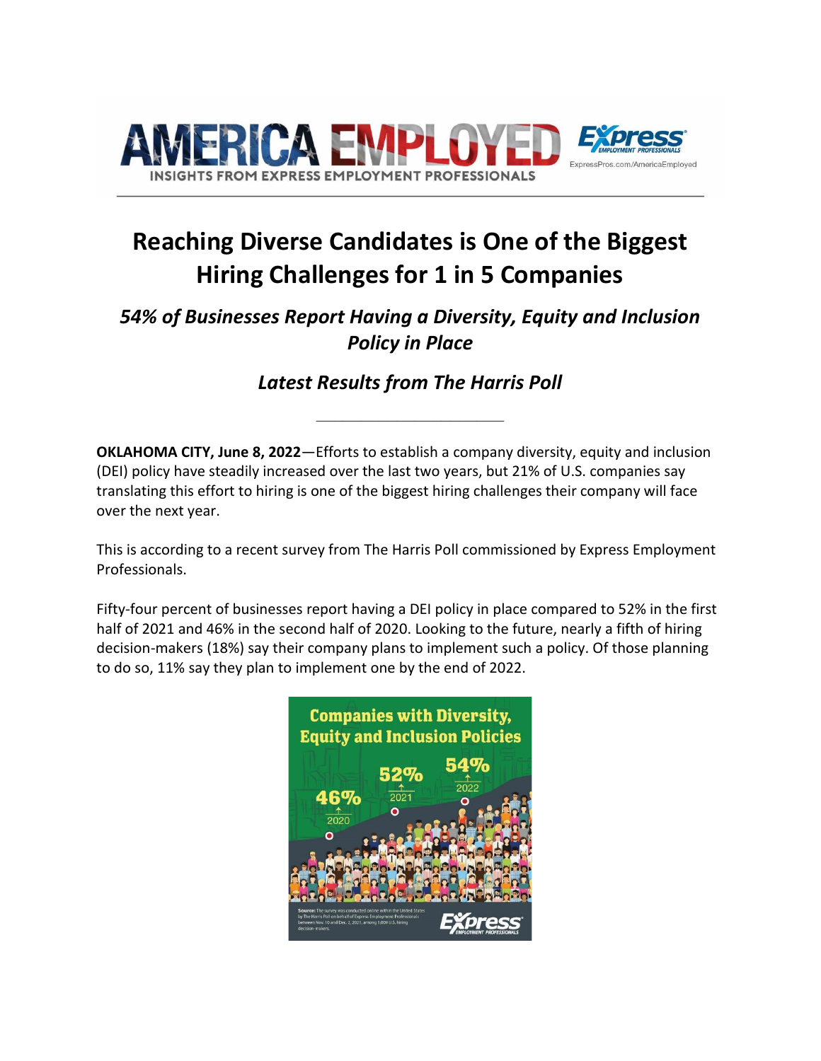# Reaching Diverse Candidates is One of the Biggest Hiring Challenges for 1 in 5 Companies

## *54% of Businesses Report Having a Diversity, Equity and Inclusion Policy in Place*

## *Latest Results from The Harris Poll*

---

**OKLAHOMA CITY, June 8, 2022**—Efforts to establish a company diversity, equity and inclusion (DEI) policy have steadily increased over the last two years, but 21% of U.S. companies say translating this effort to hiring is one of the biggest hiring challenges their company will face over the next year.

This is according to a recent survey from The Harris Poll commissioned by Express Employment Professionals.

Fifty-four percent of businesses report having a DEI policy in place compared to 52% in the first half of 2021 and 46% in the second half of 2020. Looking to the future, nearly a fifth of hiring decision-makers (18%) say their company plans to implement such a policy. Of those planning to do so, 11% say they plan to implement one by the end of 2022.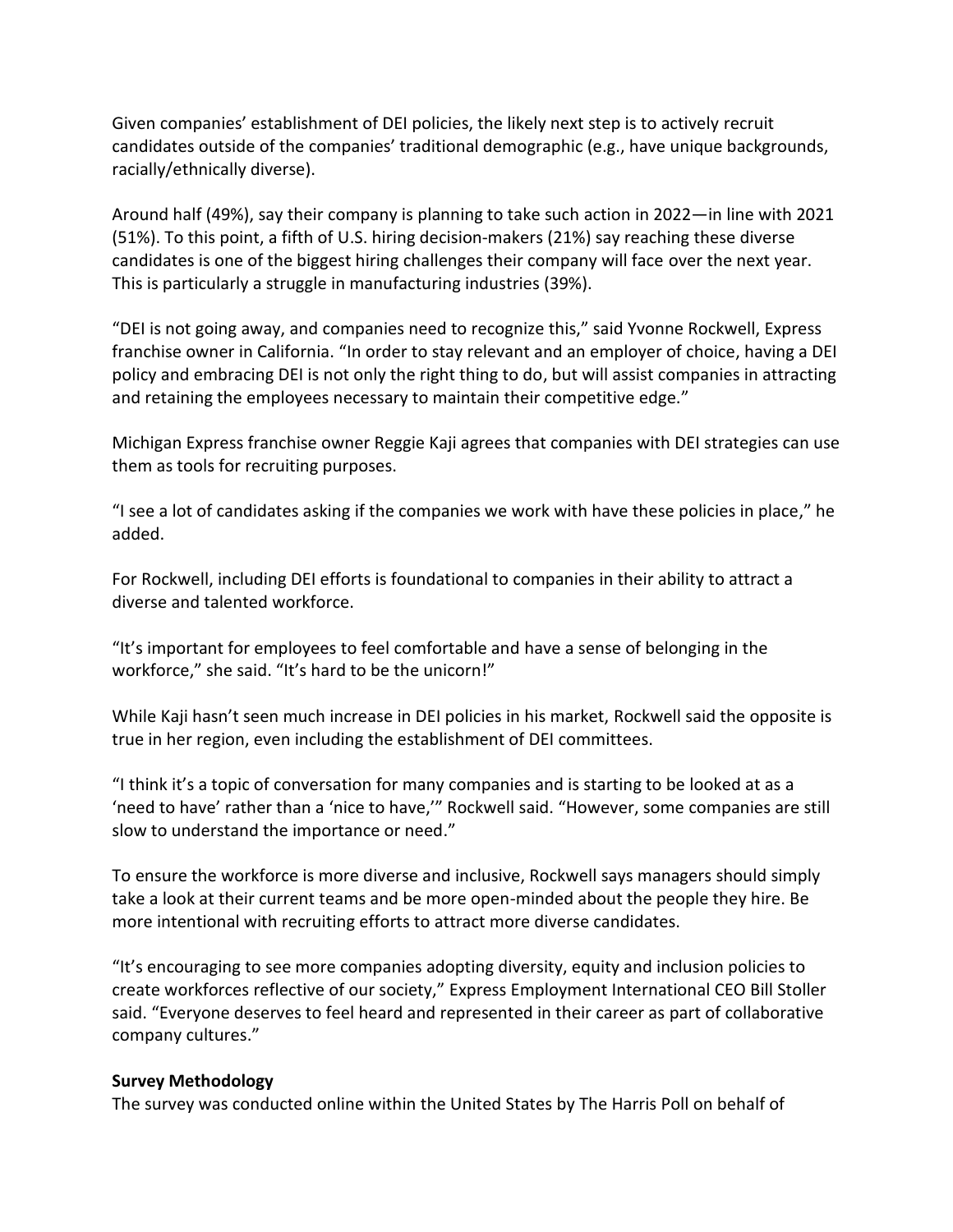Given companies' establishment of DEI policies, the likely next step is to actively recruit candidates outside of the companies' traditional demographic (e.g., have unique backgrounds, racially/ethnically diverse).

Around half (49%), say their company is planning to take such action in 2022—in line with 2021 (51%). To this point, a fifth of U.S. hiring decision-makers (21%) say reaching these diverse candidates is one of the biggest hiring challenges their company will face over the next year. This is particularly a struggle in manufacturing industries (39%).

"DEI is not going away, and companies need to recognize this," said Yvonne Rockwell, Express franchise owner in California. "In order to stay relevant and an employer of choice, having a DEI policy and embracing DEI is not only the right thing to do, but will assist companies in attracting and retaining the employees necessary to maintain their competitive edge."

Michigan Express franchise owner Reggie Kaji agrees that companies with DEI strategies can use them as tools for recruiting purposes.

"I see a lot of candidates asking if the companies we work with have these policies in place," he added.

For Rockwell, including DEI efforts is foundational to companies in their ability to attract a diverse and talented workforce.

"It's important for employees to feel comfortable and have a sense of belonging in the workforce," she said. "It's hard to be the unicorn!"

While Kaji hasn't seen much increase in DEI policies in his market, Rockwell said the opposite is true in her region, even including the establishment of DEI committees.

"I think it's a topic of conversation for many companies and is starting to be looked at as a 'need to have' rather than a 'nice to have,'" Rockwell said. "However, some companies are still slow to understand the importance or need."

To ensure the workforce is more diverse and inclusive, Rockwell says managers should simply take a look at their current teams and be more open-minded about the people they hire. Be more intentional with recruiting efforts to attract more diverse candidates.

"It's encouraging to see more companies adopting diversity, equity and inclusion policies to create workforces reflective of our society," Express Employment International CEO Bill Stoller said. "Everyone deserves to feel heard and represented in their career as part of collaborative company cultures."

**Survey Methodology**

The survey was conducted online within the United States by The Harris Poll on behalf of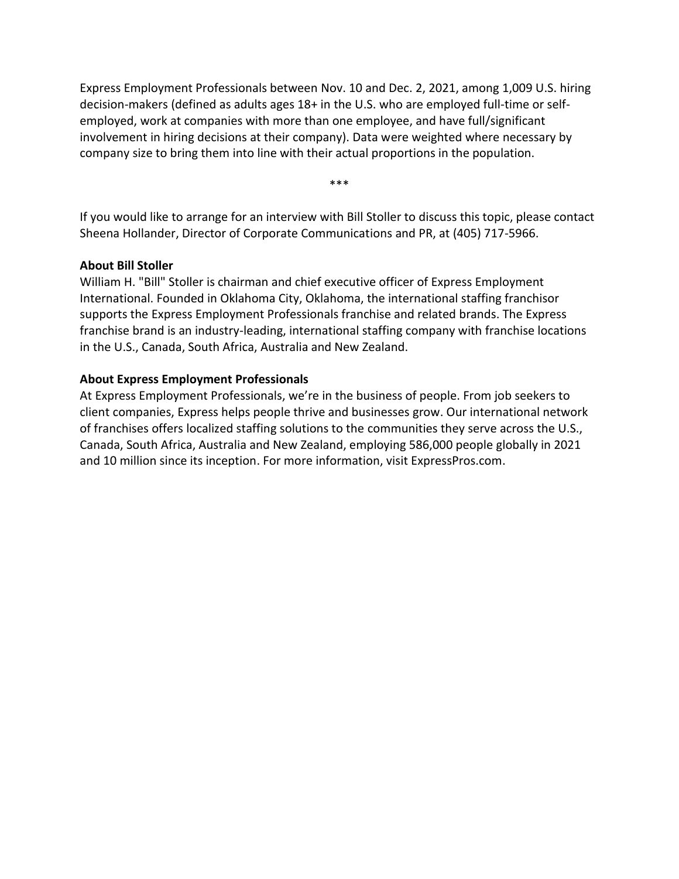Express Employment Professionals between Nov. 10 and Dec. 2, 2021, among 1,009 U.S. hiring decision-makers (defined as adults ages 18+ in the U.S. who are employed full-time or self-employed, work at companies with more than one employee, and have full/significant involvement in hiring decisions at their company). Data were weighted where necessary by company size to bring them into line with their actual proportions in the population.

***

If you would like to arrange for an interview with Bill Stoller to discuss this topic, please contact Sheena Hollander, Director of Corporate Communications and PR, at (405) 717-5966.

**About Bill Stoller**

William H. "Bill" Stoller is chairman and chief executive officer of Express Employment International. Founded in Oklahoma City, Oklahoma, the international staffing franchisor supports the Express Employment Professionals franchise and related brands. The Express franchise brand is an industry-leading, international staffing company with franchise locations in the U.S., Canada, South Africa, Australia and New Zealand.

**About Express Employment Professionals**

At Express Employment Professionals, we're in the business of people. From job seekers to client companies, Express helps people thrive and businesses grow. Our international network of franchises offers localized staffing solutions to the communities they serve across the U.S., Canada, South Africa, Australia and New Zealand, employing 586,000 people globally in 2021 and 10 million since its inception. For more information, visit ExpressPros.com.